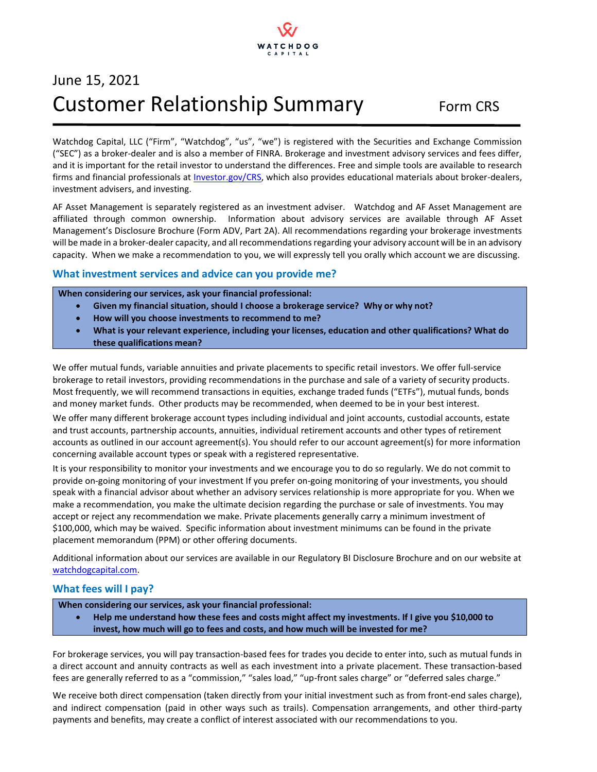WATCHDOG CAPITAL

June 15, 2021

# Customer Relationship Summary

Form CRS

Watchdog Capital, LLC ("Firm", "Watchdog", "us", "we") is registered with the Securities and Exchange Commission ("SEC") as a broker-dealer and is also a member of FINRA. Brokerage and investment advisory services and fees differ, and it is important for the retail investor to understand the differences. Free and simple tools are available to research firms and financial professionals at Investor.gov/CRS, which also provides educational materials about broker-dealers, investment advisers, and investing.

AF Asset Management is separately registered as an investment adviser. Watchdog and AF Asset Management are affiliated through common ownership. Information about advisory services are available through AF Asset Management's Disclosure Brochure (Form ADV, Part 2A). All recommendations regarding your brokerage investments will be made in a broker-dealer capacity, and all recommendations regarding your advisory account will be in an advisory capacity. When we make a recommendation to you, we will expressly tell you orally which account we are discussing.

## What investment services and advice can you provide me?

**When considering our services, ask your financial professional:**

- **Given my financial situation, should I choose a brokerage service? Why or why not?**
- **How will you choose investments to recommend to me?**
- **What is your relevant experience, including your licenses, education and other qualifications? What do these qualifications mean?**

We offer mutual funds, variable annuities and private placements to specific retail investors. We offer full-service brokerage to retail investors, providing recommendations in the purchase and sale of a variety of security products. Most frequently, we will recommend transactions in equities, exchange traded funds ("ETFs"), mutual funds, bonds and money market funds. Other products may be recommended, when deemed to be in your best interest.

We offer many different brokerage account types including individual and joint accounts, custodial accounts, estate and trust accounts, partnership accounts, annuities, individual retirement accounts and other types of retirement accounts as outlined in our account agreement(s). You should refer to our account agreement(s) for more information concerning available account types or speak with a registered representative.

It is your responsibility to monitor your investments and we encourage you to do so regularly. We do not commit to provide on-going monitoring of your investment If you prefer on-going monitoring of your investments, you should speak with a financial advisor about whether an advisory services relationship is more appropriate for you. When we make a recommendation, you make the ultimate decision regarding the purchase or sale of investments. You may accept or reject any recommendation we make. Private placements generally carry a minimum investment of $100,000, which may be waived. Specific information about investment minimums can be found in the private placement memorandum (PPM) or other offering documents.

Additional information about our services are available in our Regulatory BI Disclosure Brochure and on our website at watchdogcapital.com.

## What fees will I pay?

**When considering our services, ask your financial professional:**

- **Help me understand how these fees and costs might affect my investments. If I give you $10,000 to invest, how much will go to fees and costs, and how much will be invested for me?**

For brokerage services, you will pay transaction-based fees for trades you decide to enter into, such as mutual funds in a direct account and annuity contracts as well as each investment into a private placement. These transaction-based fees are generally referred to as a "commission," "sales load," "up-front sales charge" or "deferred sales charge."

We receive both direct compensation (taken directly from your initial investment such as from front-end sales charge), and indirect compensation (paid in other ways such as trails). Compensation arrangements, and other third-party payments and benefits, may create a conflict of interest associated with our recommendations to you.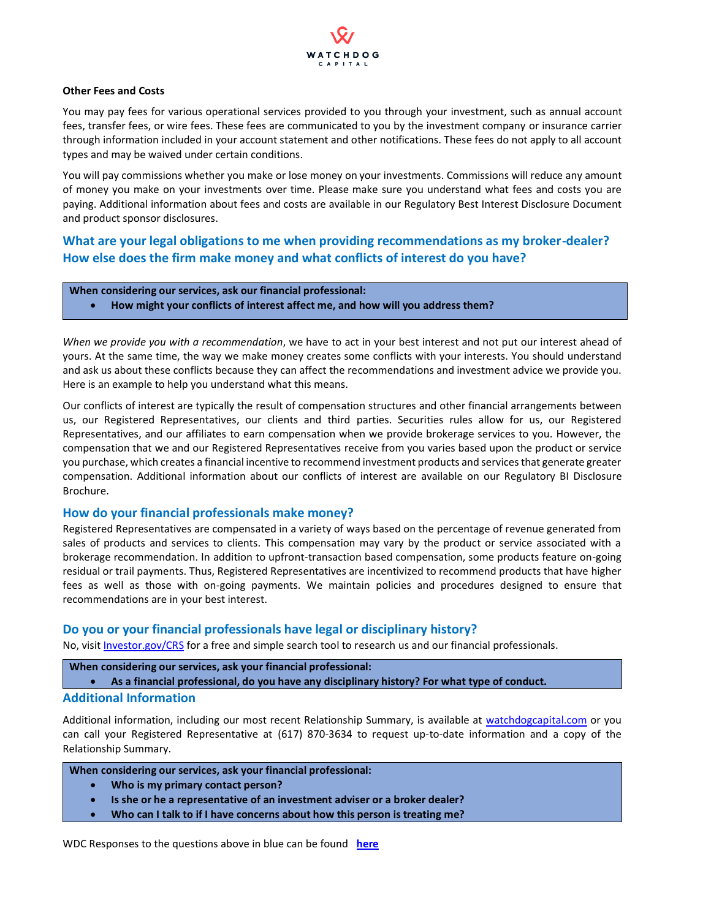**Other Fees and Costs**

You may pay fees for various operational services provided to you through your investment, such as annual account fees, transfer fees, or wire fees. These fees are communicated to you by the investment company or insurance carrier through information included in your account statement and other notifications. These fees do not apply to all account types and may be waived under certain conditions.

You will pay commissions whether you make or lose money on your investments. Commissions will reduce any amount of money you make on your investments over time. Please make sure you understand what fees and costs you are paying. Additional information about fees and costs are available in our Regulatory Best Interest Disclosure Document and product sponsor disclosures.

## What are your legal obligations to me when providing recommendations as my broker-dealer? How else does the firm make money and what conflicts of interest do you have?

**When considering our services, ask our financial professional:**
- **How might your conflicts of interest affect me, and how will you address them?**

*When we provide you with a recommendation*, we have to act in your best interest and not put our interest ahead of yours. At the same time, the way we make money creates some conflicts with your interests. You should understand and ask us about these conflicts because they can affect the recommendations and investment advice we provide you. Here is an example to help you understand what this means.

Our conflicts of interest are typically the result of compensation structures and other financial arrangements between us, our Registered Representatives, our clients and third parties. Securities rules allow for us, our Registered Representatives, and our affiliates to earn compensation when we provide brokerage services to you. However, the compensation that we and our Registered Representatives receive from you varies based upon the product or service you purchase, which creates a financial incentive to recommend investment products and services that generate greater compensation. Additional information about our conflicts of interest are available on our Regulatory BI Disclosure Brochure.

## How do your financial professionals make money?

Registered Representatives are compensated in a variety of ways based on the percentage of revenue generated from sales of products and services to clients. This compensation may vary by the product or service associated with a brokerage recommendation. In addition to upfront-transaction based compensation, some products feature on-going residual or trail payments. Thus, Registered Representatives are incentivized to recommend products that have higher fees as well as those with on-going payments. We maintain policies and procedures designed to ensure that recommendations are in your best interest.

## Do you or your financial professionals have legal or disciplinary history?

No, visit [Investor.gov/CRS](Investor.gov/CRS) for a free and simple search tool to research us and our financial professionals.

**When considering our services, ask your financial professional:**
- **As a financial professional, do you have any disciplinary history? For what type of conduct.**

## Additional Information

Additional information, including our most recent Relationship Summary, is available at [watchdogcapital.com](watchdogcapital.com) or you can call your Registered Representative at (617) 870-3634 to request up-to-date information and a copy of the Relationship Summary.

**When considering our services, ask your financial professional:**
- **Who is my primary contact person?**
- **Is she or he a representative of an investment adviser or a broker dealer?**
- **Who can I talk to if I have concerns about how this person is treating me?**

WDC Responses to the questions above in blue can be found **here**